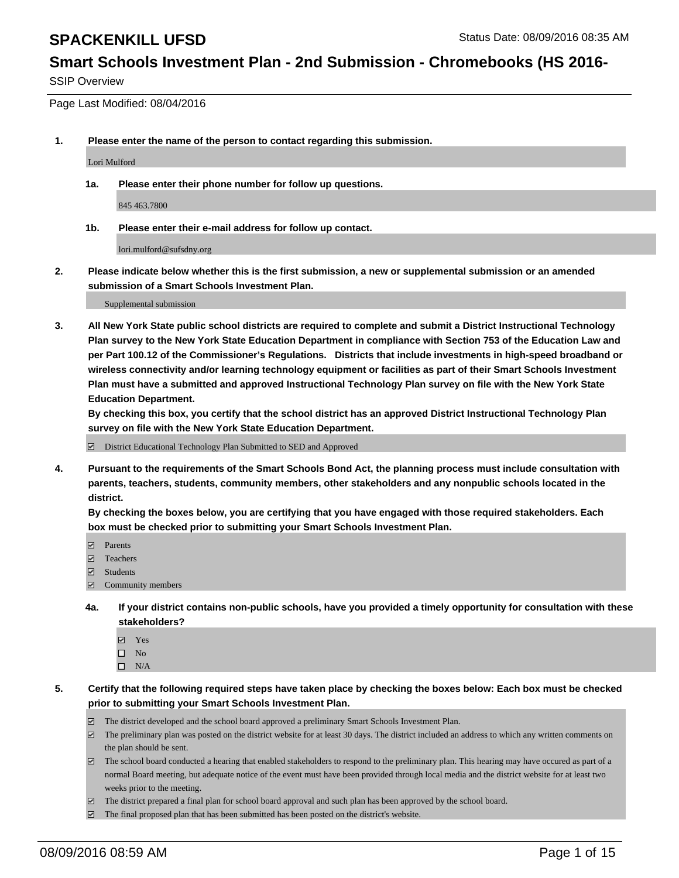# SPACKENKILL UFSD

Status Date: 08/09/2016 08:35 AM

## Smart Schools Investment Plan - 2nd Submission - Chromebooks (HS 2016-

SSIP Overview

Page Last Modified: 08/04/2016

**1. Please enter the name of the person to contact regarding this submission.**

Lori Mulford

**1a. Please enter their phone number for follow up questions.**

845 463.7800

**1b. Please enter their e-mail address for follow up contact.**

lori.mulford@sufsdny.org

**2. Please indicate below whether this is the first submission, a new or supplemental submission or an amended submission of a Smart Schools Investment Plan.**

Supplemental submission

**3. All New York State public school districts are required to complete and submit a District Instructional Technology Plan survey to the New York State Education Department in compliance with Section 753 of the Education Law and per Part 100.12 of the Commissioner's Regulations. Districts that include investments in high-speed broadband or wireless connectivity and/or learning technology equipment or facilities as part of their Smart Schools Investment Plan must have a submitted and approved Instructional Technology Plan survey on file with the New York State Education Department.**

**By checking this box, you certify that the school district has an approved District Instructional Technology Plan survey on file with the New York State Education Department.**

- [x] District Educational Technology Plan Submitted to SED and Approved

**4. Pursuant to the requirements of the Smart Schools Bond Act, the planning process must include consultation with parents, teachers, students, community members, other stakeholders and any nonpublic schools located in the district.**

**By checking the boxes below, you are certifying that you have engaged with those required stakeholders. Each box must be checked prior to submitting your Smart Schools Investment Plan.**

- [x] Parents
- [x] Teachers
- [x] Students
- [x] Community members

**4a. If your district contains non-public schools, have you provided a timely opportunity for consultation with these stakeholders?**

- [x] Yes
- [ ] No
- [ ] N/A

**5. Certify that the following required steps have taken place by checking the boxes below: Each box must be checked prior to submitting your Smart Schools Investment Plan.**

- [x] The district developed and the school board approved a preliminary Smart Schools Investment Plan.
- [x] The preliminary plan was posted on the district website for at least 30 days. The district included an address to which any written comments on the plan should be sent.
- [x] The school board conducted a hearing that enabled stakeholders to respond to the preliminary plan. This hearing may have occured as part of a normal Board meeting, but adequate notice of the event must have been provided through local media and the district website for at least two weeks prior to the meeting.
- [x] The district prepared a final plan for school board approval and such plan has been approved by the school board.
- [x] The final proposed plan that has been submitted has been posted on the district's website.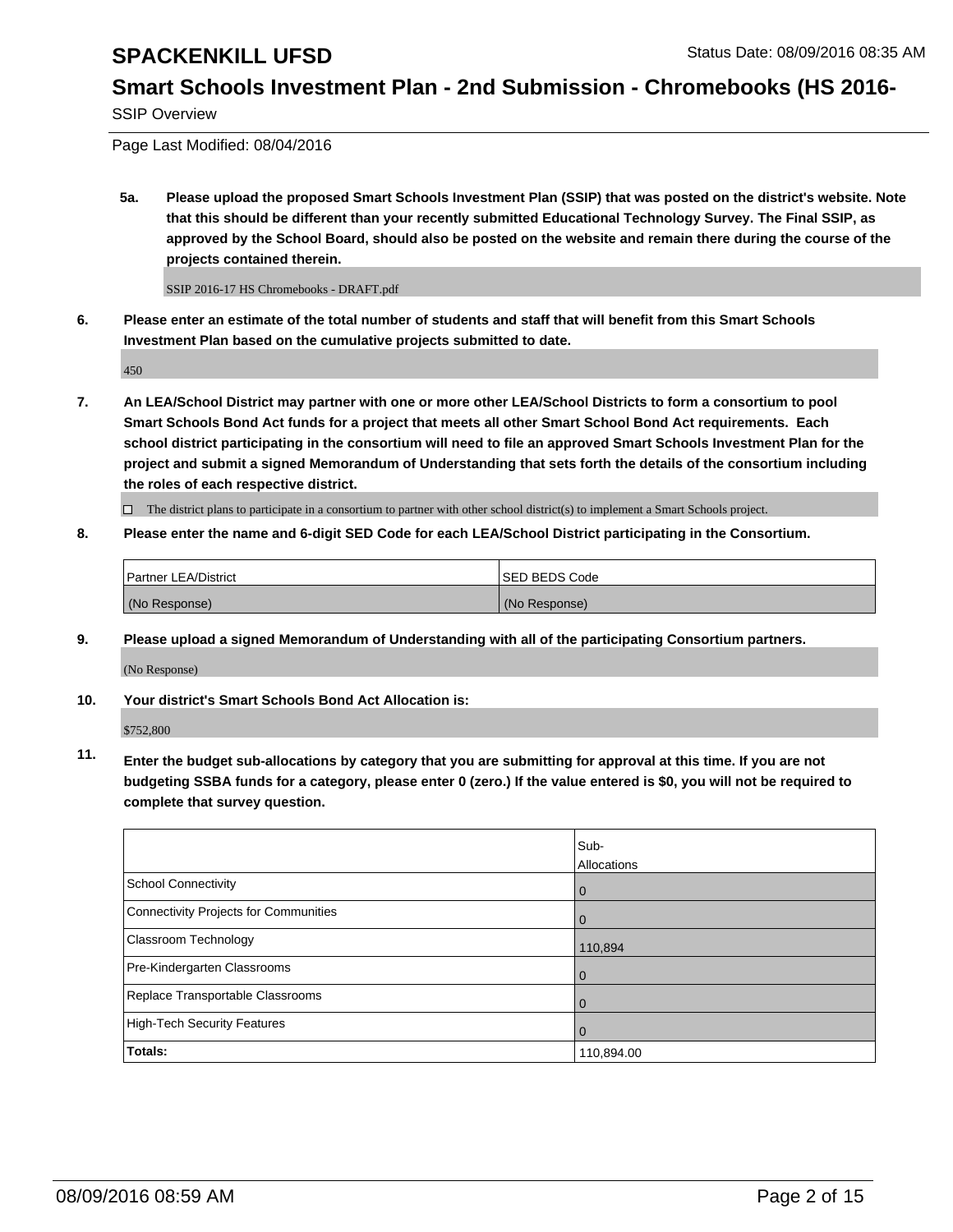**5a. Please upload the proposed Smart Schools Investment Plan (SSIP) that was posted on the district's website. Note that this should be different than your recently submitted Educational Technology Survey. The Final SSIP, as approved by the School Board, should also be posted on the website and remain there during the course of the projects contained therein.**

SSIP 2016-17 HS Chromebooks - DRAFT.pdf

**6. Please enter an estimate of the total number of students and staff that will benefit from this Smart Schools Investment Plan based on the cumulative projects submitted to date.**

450

**7. An LEA/School District may partner with one or more other LEA/School Districts to form a consortium to pool Smart Schools Bond Act funds for a project that meets all other Smart School Bond Act requirements. Each school district participating in the consortium will need to file an approved Smart Schools Investment Plan for the project and submit a signed Memorandum of Understanding that sets forth the details of the consortium including the roles of each respective district.**

☐ The district plans to participate in a consortium to partner with other school district(s) to implement a Smart Schools project.

**8. Please enter the name and 6-digit SED Code for each LEA/School District participating in the Consortium.**

| Partner LEA/District | SED BEDS Code |
| --- | --- |
| (No Response) | (No Response) |

**9. Please upload a signed Memorandum of Understanding with all of the participating Consortium partners.**

(No Response)

**10. Your district's Smart Schools Bond Act Allocation is:**

$752,800

**11. Enter the budget sub-allocations by category that you are submitting for approval at this time. If you are not budgeting SSBA funds for a category, please enter 0 (zero.) If the value entered is $0, you will not be required to complete that survey question.**

| | Sub-Allocations |
| --- | --- |
| School Connectivity | 0 |
| Connectivity Projects for Communities | 0 |
| Classroom Technology | 110,894 |
| Pre-Kindergarten Classrooms | 0 |
| Replace Transportable Classrooms | 0 |
| High-Tech Security Features | 0 |
| **Totals:** | 110,894.00 |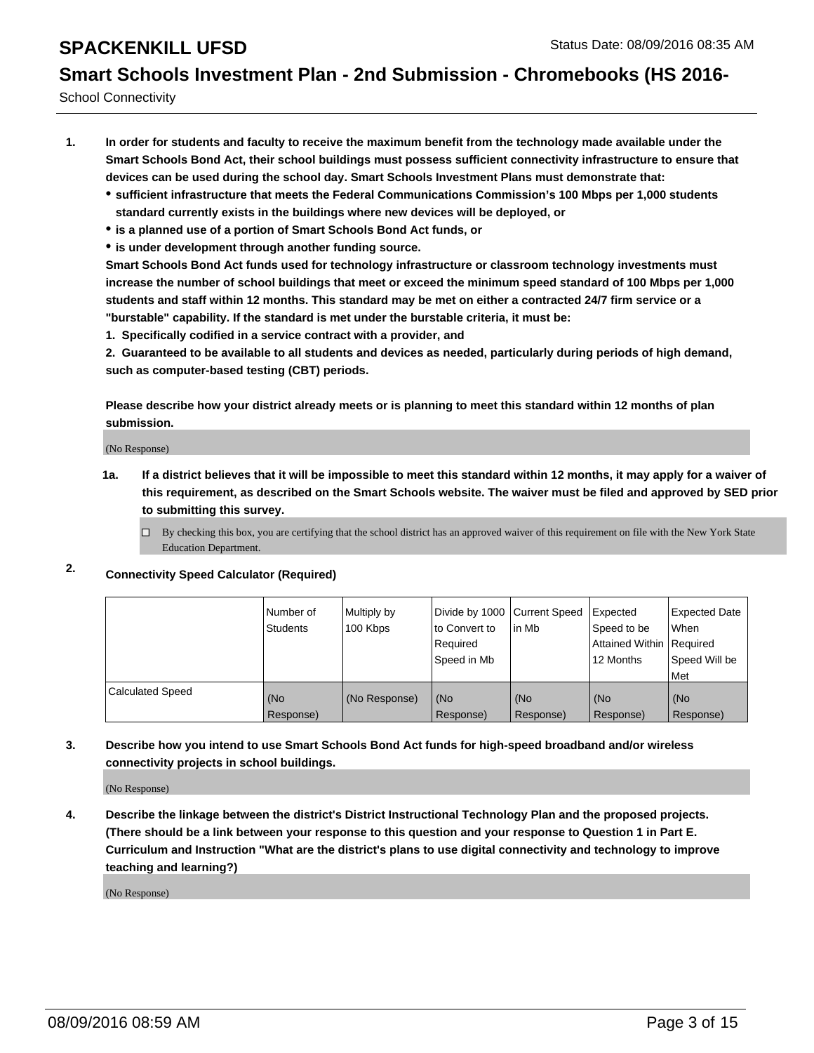School Connectivity

1. **In order for students and faculty to receive the maximum benefit from the technology made available under the Smart Schools Bond Act, their school buildings must possess sufficient connectivity infrastructure to ensure that devices can be used during the school day. Smart Schools Investment Plans must demonstrate that:**
   - **sufficient infrastructure that meets the Federal Communications Commission's 100 Mbps per 1,000 students standard currently exists in the buildings where new devices will be deployed, or**
   - **is a planned use of a portion of Smart Schools Bond Act funds, or**
   - **is under development through another funding source.**

   **Smart Schools Bond Act funds used for technology infrastructure or classroom technology investments must increase the number of school buildings that meet or exceed the minimum speed standard of 100 Mbps per 1,000 students and staff within 12 months. This standard may be met on either a contracted 24/7 firm service or a "burstable" capability. If the standard is met under the burstable criteria, it must be:**

   **1. Specifically codified in a service contract with a provider, and**

   **2. Guaranteed to be available to all students and devices as needed, particularly during periods of high demand, such as computer-based testing (CBT) periods.**

   **Please describe how your district already meets or is planning to meet this standard within 12 months of plan submission.**

   (No Response)

   **1a. If a district believes that it will be impossible to meet this standard within 12 months, it may apply for a waiver of this requirement, as described on the Smart Schools website. The waiver must be filed and approved by SED prior to submitting this survey.**

   ☐ By checking this box, you are certifying that the school district has an approved waiver of this requirement on file with the New York State Education Department.

2. **Connectivity Speed Calculator (Required)**

|  | Number of Students | Multiply by 100 Kbps | Divide by 1000 to Convert to Required Speed in Mb | Current Speed in Mb | Expected Speed to be Attained Within 12 Months | Expected Date When Required Speed Will be Met |
|---|---|---|---|---|---|---|
| Calculated Speed | (No Response) | (No Response) | (No Response) | (No Response) | (No Response) | (No Response) |

3. **Describe how you intend to use Smart Schools Bond Act funds for high-speed broadband and/or wireless connectivity projects in school buildings.**

   (No Response)

4. **Describe the linkage between the district's District Instructional Technology Plan and the proposed projects. (There should be a link between your response to this question and your response to Question 1 in Part E. Curriculum and Instruction "What are the district's plans to use digital connectivity and technology to improve teaching and learning?)**

   (No Response)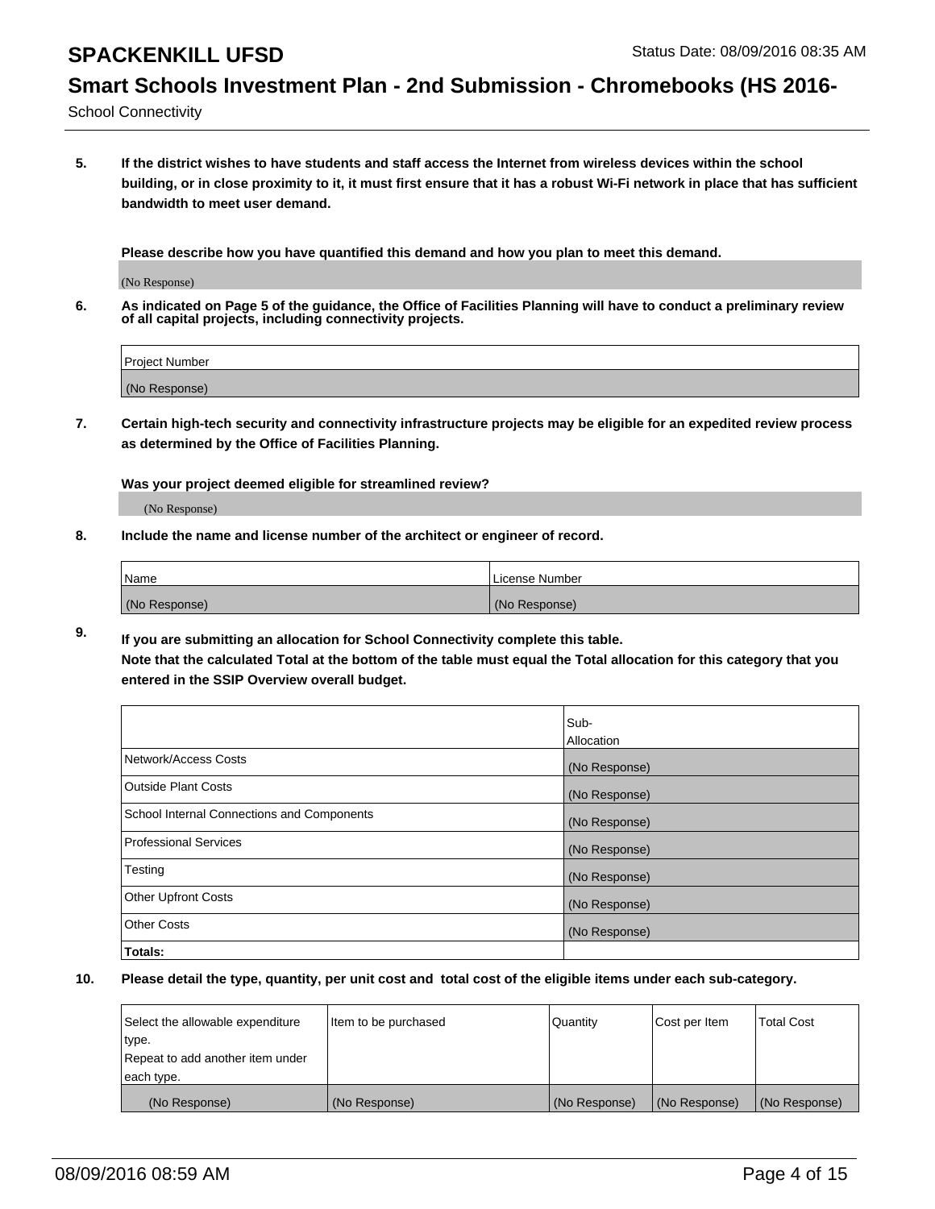School Connectivity

**5. If the district wishes to have students and staff access the Internet from wireless devices within the school building, or in close proximity to it, it must first ensure that it has a robust Wi-Fi network in place that has sufficient bandwidth to meet user demand.**

**Please describe how you have quantified this demand and how you plan to meet this demand.**

(No Response)

**6. As indicated on Page 5 of the guidance, the Office of Facilities Planning will have to conduct a preliminary review of all capital projects, including connectivity projects.**

| Project Number |
|---|
| (No Response) |

**7. Certain high-tech security and connectivity infrastructure projects may be eligible for an expedited review process as determined by the Office of Facilities Planning.**

**Was your project deemed eligible for streamlined review?**

(No Response)

**8. Include the name and license number of the architect or engineer of record.**

| Name | License Number |
|---|---|
| (No Response) | (No Response) |

**9. If you are submitting an allocation for School Connectivity complete this table. Note that the calculated Total at the bottom of the table must equal the Total allocation for this category that you entered in the SSIP Overview overall budget.**

| | Sub-Allocation |
|---|---|
| Network/Access Costs | (No Response) |
| Outside Plant Costs | (No Response) |
| School Internal Connections and Components | (No Response) |
| Professional Services | (No Response) |
| Testing | (No Response) |
| Other Upfront Costs | (No Response) |
| Other Costs | (No Response) |
| **Totals:** | |

**10. Please detail the type, quantity, per unit cost and total cost of the eligible items under each sub-category.**

| Select the allowable expenditure type. Repeat to add another item under each type. | Item to be purchased | Quantity | Cost per Item | Total Cost |
|---|---|---|---|---|
| (No Response) | (No Response) | (No Response) | (No Response) | (No Response) |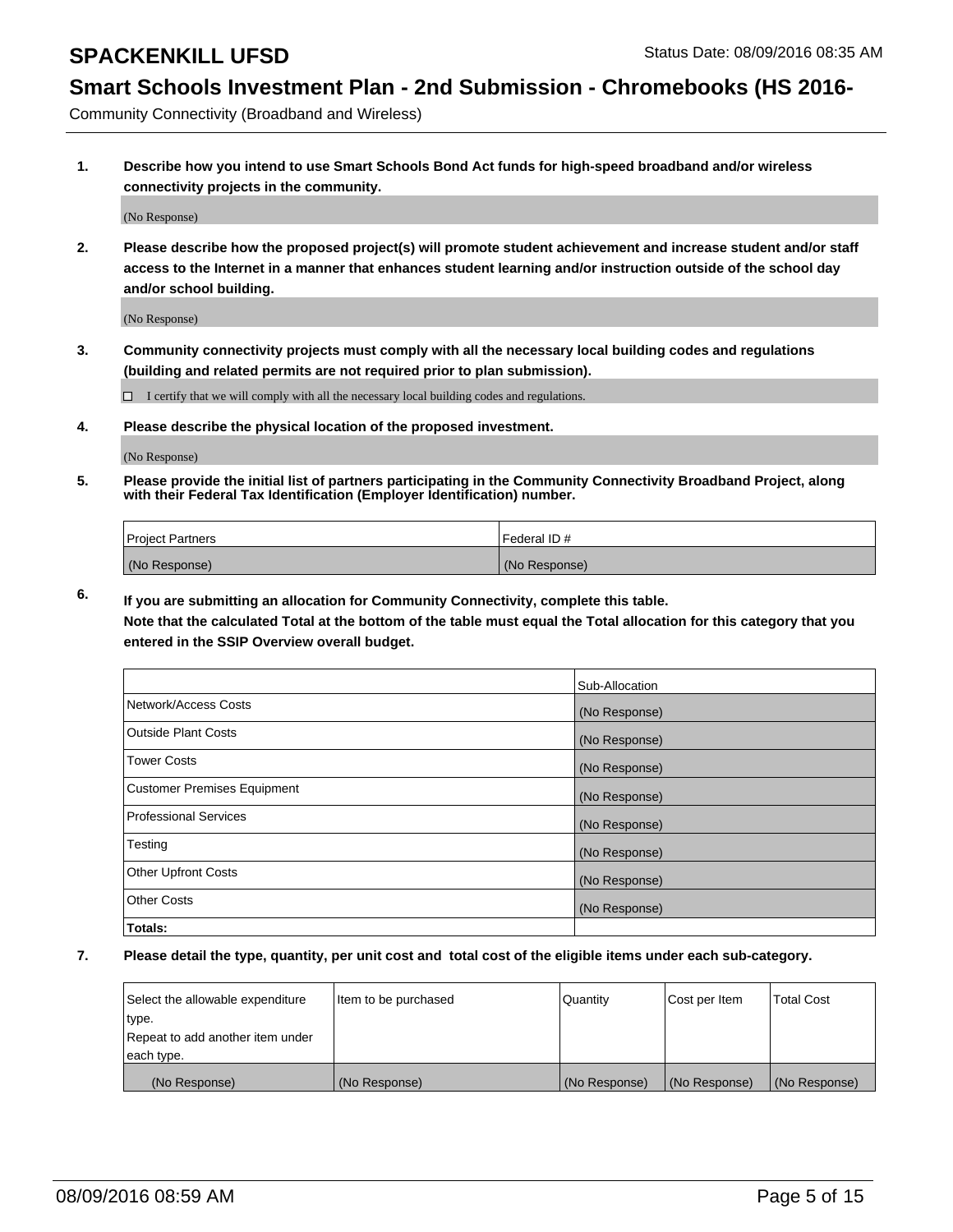# SPACKENKILL UFSD

Status Date: 08/09/2016 08:35 AM

## Smart Schools Investment Plan - 2nd Submission - Chromebooks (HS 2016-

Community Connectivity (Broadband and Wireless)

**1. Describe how you intend to use Smart Schools Bond Act funds for high-speed broadband and/or wireless connectivity projects in the community.**

(No Response)

**2. Please describe how the proposed project(s) will promote student achievement and increase student and/or staff access to the Internet in a manner that enhances student learning and/or instruction outside of the school day and/or school building.**

(No Response)

**3. Community connectivity projects must comply with all the necessary local building codes and regulations (building and related permits are not required prior to plan submission).**

☐ I certify that we will comply with all the necessary local building codes and regulations.

**4. Please describe the physical location of the proposed investment.**

(No Response)

**5. Please provide the initial list of partners participating in the Community Connectivity Broadband Project, along with their Federal Tax Identification (Employer Identification) number.**

| Project Partners | Federal ID # |
|---|---|
| (No Response) | (No Response) |

**6. If you are submitting an allocation for Community Connectivity, complete this table.**
**Note that the calculated Total at the bottom of the table must equal the Total allocation for this category that you entered in the SSIP Overview overall budget.**

| | Sub-Allocation |
|---|---|
| Network/Access Costs | (No Response) |
| Outside Plant Costs | (No Response) |
| Tower Costs | (No Response) |
| Customer Premises Equipment | (No Response) |
| Professional Services | (No Response) |
| Testing | (No Response) |
| Other Upfront Costs | (No Response) |
| Other Costs | (No Response) |
| **Totals:** | |

**7. Please detail the type, quantity, per unit cost and total cost of the eligible items under each sub-category.**

| Select the allowable expenditure type. Repeat to add another item under each type. | Item to be purchased | Quantity | Cost per Item | Total Cost |
|---|---|---|---|---|
| (No Response) | (No Response) | (No Response) | (No Response) | (No Response) |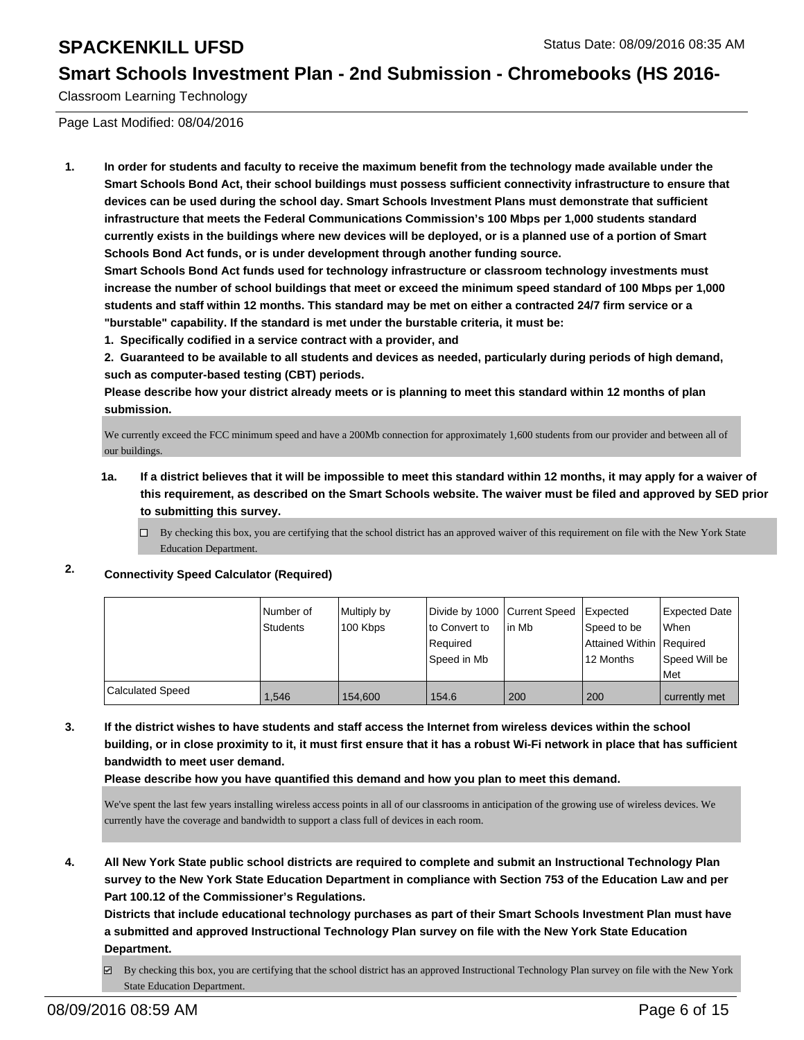# SPACKENKILL UFSD

Status Date: 08/09/2016 08:35 AM

## Smart Schools Investment Plan - 2nd Submission - Chromebooks (HS 2016-

Classroom Learning Technology

Page Last Modified: 08/04/2016

1. **In order for students and faculty to receive the maximum benefit from the technology made available under the Smart Schools Bond Act, their school buildings must possess sufficient connectivity infrastructure to ensure that devices can be used during the school day. Smart Schools Investment Plans must demonstrate that sufficient infrastructure that meets the Federal Communications Commission's 100 Mbps per 1,000 students standard currently exists in the buildings where new devices will be deployed, or is a planned use of a portion of Smart Schools Bond Act funds, or is under development through another funding source.**

   **Smart Schools Bond Act funds used for technology infrastructure or classroom technology investments must increase the number of school buildings that meet or exceed the minimum speed standard of 100 Mbps per 1,000 students and staff within 12 months. This standard may be met on either a contracted 24/7 firm service or a "burstable" capability. If the standard is met under the burstable criteria, it must be:**

   **1. Specifically codified in a service contract with a provider, and**

   **2. Guaranteed to be available to all students and devices as needed, particularly during periods of high demand, such as computer-based testing (CBT) periods.**

   **Please describe how your district already meets or is planning to meet this standard within 12 months of plan submission.**

   We currently exceed the FCC minimum speed and have a 200Mb connection for approximately 1,600 students from our provider and between all of our buildings.

   **1a. If a district believes that it will be impossible to meet this standard within 12 months, it may apply for a waiver of this requirement, as described on the Smart Schools website. The waiver must be filed and approved by SED prior to submitting this survey.**

   ☐ By checking this box, you are certifying that the school district has an approved waiver of this requirement on file with the New York State Education Department.

2. **Connectivity Speed Calculator (Required)**

| | Number of Students | Multiply by 100 Kbps | Divide by 1000 to Convert to Required Speed in Mb | Current Speed in Mb | Expected Speed to be Attained Within 12 Months | Expected Date When Required Speed Will be Met |
|---|---|---|---|---|---|---|
| Calculated Speed | 1,546 | 154,600 | 154.6 | 200 | 200 | currently met |

3. **If the district wishes to have students and staff access the Internet from wireless devices within the school building, or in close proximity to it, it must first ensure that it has a robust Wi-Fi network in place that has sufficient bandwidth to meet user demand.**

   **Please describe how you have quantified this demand and how you plan to meet this demand.**

   We've spent the last few years installing wireless access points in all of our classrooms in anticipation of the growing use of wireless devices. We currently have the coverage and bandwidth to support a class full of devices in each room.

4. **All New York State public school districts are required to complete and submit an Instructional Technology Plan survey to the New York State Education Department in compliance with Section 753 of the Education Law and per Part 100.12 of the Commissioner's Regulations.**

   **Districts that include educational technology purchases as part of their Smart Schools Investment Plan must have a submitted and approved Instructional Technology Plan survey on file with the New York State Education Department.**

   ☑ By checking this box, you are certifying that the school district has an approved Instructional Technology Plan survey on file with the New York State Education Department.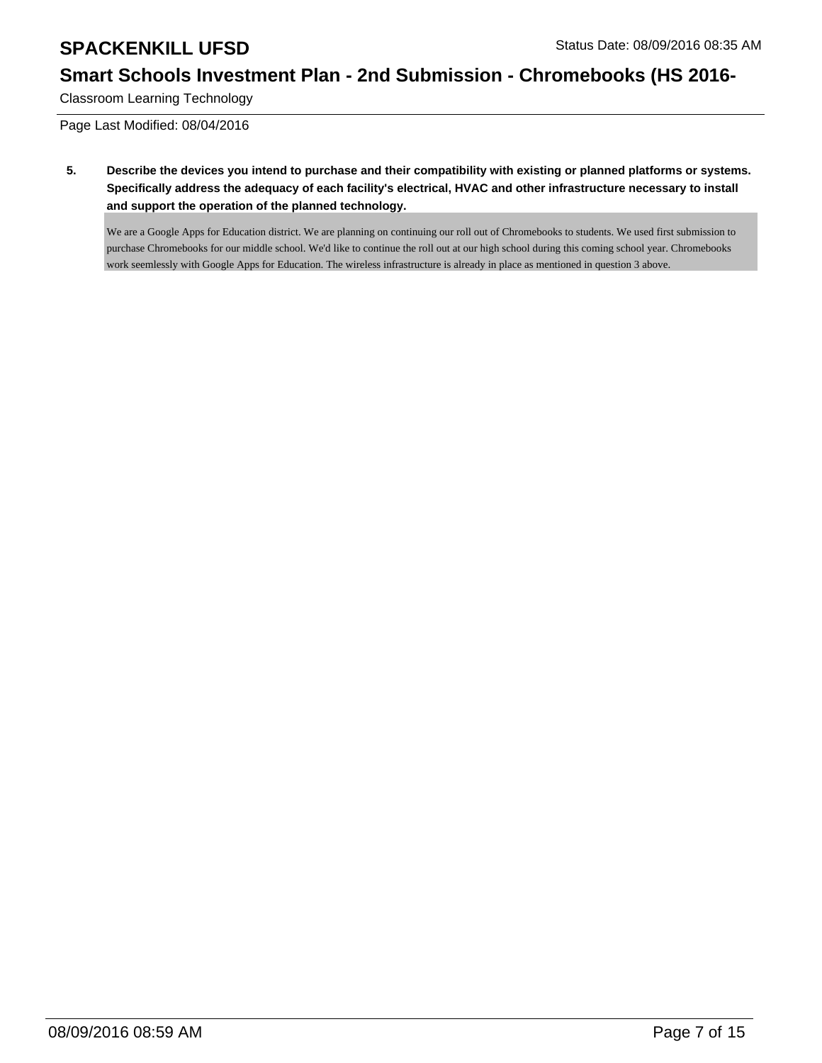**5. Describe the devices you intend to purchase and their compatibility with existing or planned platforms or systems. Specifically address the adequacy of each facility's electrical, HVAC and other infrastructure necessary to install and support the operation of the planned technology.**

We are a Google Apps for Education district. We are planning on continuing our roll out of Chromebooks to students. We used first submission to purchase Chromebooks for our middle school. We'd like to continue the roll out at our high school during this coming school year. Chromebooks work seemlessly with Google Apps for Education. The wireless infrastructure is already in place as mentioned in question 3 above.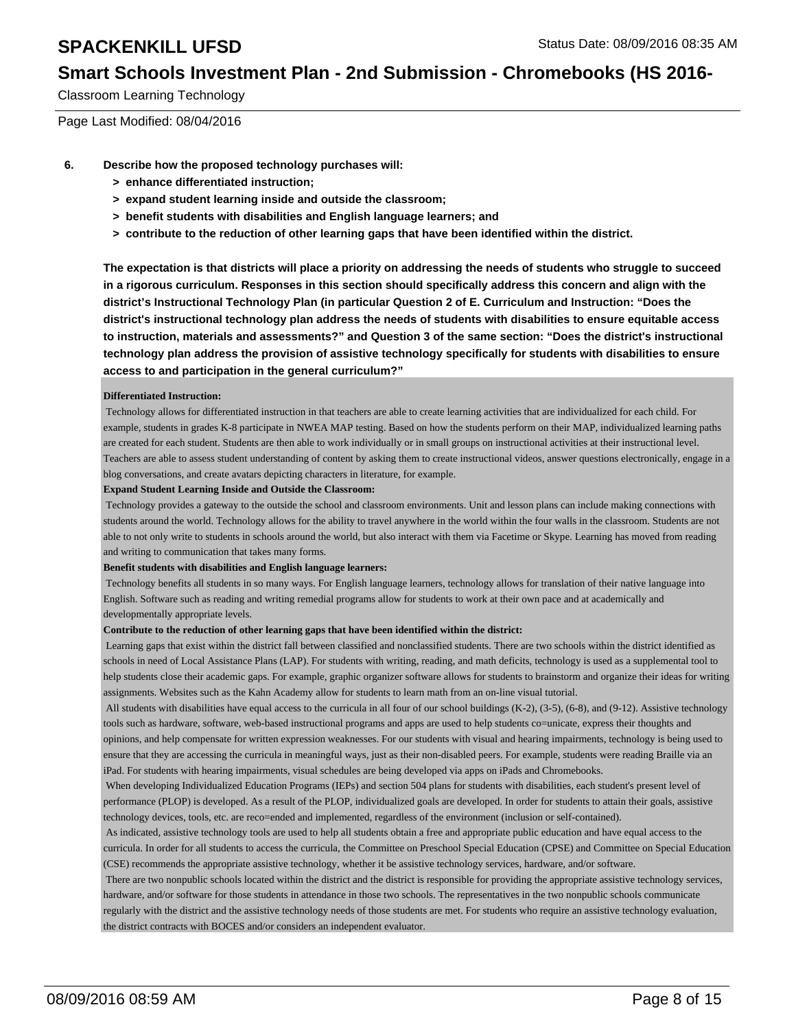Page Last Modified: 08/04/2016

6. **Describe how the proposed technology purchases will:**
   - **> enhance differentiated instruction;**
   - **> expand student learning inside and outside the classroom;**
   - **> benefit students with disabilities and English language learners; and**
   - **> contribute to the reduction of other learning gaps that have been identified within the district.**

**The expectation is that districts will place a priority on addressing the needs of students who struggle to succeed in a rigorous curriculum. Responses in this section should specifically address this concern and align with the district's Instructional Technology Plan (in particular Question 2 of E. Curriculum and Instruction: "Does the district's instructional technology plan address the needs of students with disabilities to ensure equitable access to instruction, materials and assessments?" and Question 3 of the same section: "Does the district's instructional technology plan address the provision of assistive technology specifically for students with disabilities to ensure access to and participation in the general curriculum?"**

**Differentiated Instruction:**

Technology allows for differentiated instruction in that teachers are able to create learning activities that are individualized for each child. For example, students in grades K-8 participate in NWEA MAP testing. Based on how the students perform on their MAP, individualized learning paths are created for each student. Students are then able to work individually or in small groups on instructional activities at their instructional level. Teachers are able to assess student understanding of content by asking them to create instructional videos, answer questions electronically, engage in a blog conversations, and create avatars depicting characters in literature, for example.

**Expand Student Learning Inside and Outside the Classroom:**

Technology provides a gateway to the outside the school and classroom environments. Unit and lesson plans can include making connections with students around the world. Technology allows for the ability to travel anywhere in the world within the four walls in the classroom. Students are not able to not only write to students in schools around the world, but also interact with them via Facetime or Skype. Learning has moved from reading and writing to communication that takes many forms.

**Benefit students with disabilities and English language learners:**

Technology benefits all students in so many ways. For English language learners, technology allows for translation of their native language into English. Software such as reading and writing remedial programs allow for students to work at their own pace and at academically and developmentally appropriate levels.

**Contribute to the reduction of other learning gaps that have been identified within the district:**

Learning gaps that exist within the district fall between classified and nonclassified students. There are two schools within the district identified as schools in need of Local Assistance Plans (LAP). For students with writing, reading, and math deficits, technology is used as a supplemental tool to help students close their academic gaps. For example, graphic organizer software allows for students to brainstorm and organize their ideas for writing assignments. Websites such as the Kahn Academy allow for students to learn math from an on-line visual tutorial.

All students with disabilities have equal access to the curricula in all four of our school buildings (K-2), (3-5), (6-8), and (9-12). Assistive technology tools such as hardware, software, web-based instructional programs and apps are used to help students co=unicate, express their thoughts and opinions, and help compensate for written expression weaknesses. For our students with visual and hearing impairments, technology is being used to ensure that they are accessing the curricula in meaningful ways, just as their non-disabled peers. For example, students were reading Braille via an iPad. For students with hearing impairments, visual schedules are being developed via apps on iPads and Chromebooks.

When developing Individualized Education Programs (IEPs) and section 504 plans for students with disabilities, each student's present level of performance (PLOP) is developed. As a result of the PLOP, individualized goals are developed. In order for students to attain their goals, assistive technology devices, tools, etc. are reco=ended and implemented, regardless of the environment (inclusion or self-contained).

As indicated, assistive technology tools are used to help all students obtain a free and appropriate public education and have equal access to the curricula. In order for all students to access the curricula, the Committee on Preschool Special Education (CPSE) and Committee on Special Education (CSE) recommends the appropriate assistive technology, whether it be assistive technology services, hardware, and/or software.

There are two nonpublic schools located within the district and the district is responsible for providing the appropriate assistive technology services, hardware, and/or software for those students in attendance in those two schools. The representatives in the two nonpublic schools communicate regularly with the district and the assistive technology needs of those students are met. For students who require an assistive technology evaluation, the district contracts with BOCES and/or considers an independent evaluator.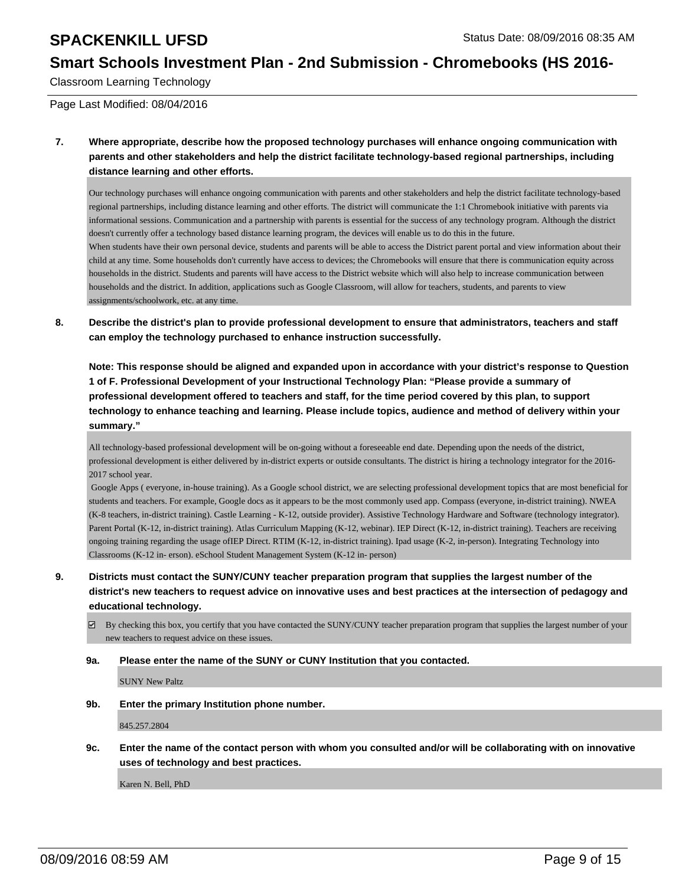7. **Where appropriate, describe how the proposed technology purchases will enhance ongoing communication with parents and other stakeholders and help the district facilitate technology-based regional partnerships, including distance learning and other efforts.**

Our technology purchases will enhance ongoing communication with parents and other stakeholders and help the district facilitate technology-based regional partnerships, including distance learning and other efforts. The district will communicate the 1:1 Chromebook initiative with parents via informational sessions. Communication and a partnership with parents is essential for the success of any technology program. Although the district doesn't currently offer a technology based distance learning program, the devices will enable us to do this in the future.
When students have their own personal device, students and parents will be able to access the District parent portal and view information about their child at any time. Some households don't currently have access to devices; the Chromebooks will ensure that there is communication equity across households in the district. Students and parents will have access to the District website which will also help to increase communication between households and the district. In addition, applications such as Google Classroom, will allow for teachers, students, and parents to view assignments/schoolwork, etc. at any time.

8. **Describe the district's plan to provide professional development to ensure that administrators, teachers and staff can employ the technology purchased to enhance instruction successfully.**

**Note: This response should be aligned and expanded upon in accordance with your district's response to Question 1 of F. Professional Development of your Instructional Technology Plan: "Please provide a summary of professional development offered to teachers and staff, for the time period covered by this plan, to support technology to enhance teaching and learning. Please include topics, audience and method of delivery within your summary."**

All technology-based professional development will be on-going without a foreseeable end date. Depending upon the needs of the district, professional development is either delivered by in-district experts or outside consultants. The district is hiring a technology integrator for the 2016-2017 school year.
Google Apps ( everyone, in-house training). As a Google school district, we are selecting professional development topics that are most beneficial for students and teachers. For example, Google docs as it appears to be the most commonly used app. Compass (everyone, in-district training). NWEA (K-8 teachers, in-district training). Castle Learning - K-12, outside provider). Assistive Technology Hardware and Software (technology integrator). Parent Portal (K-12, in-district training). Atlas Curriculum Mapping (K-12, webinar). IEP Direct (K-12, in-district training). Teachers are receiving ongoing training regarding the usage ofIEP Direct. RTIM (K-12, in-district training). Ipad usage (K-2, in-person). Integrating Technology into Classrooms (K-12 in- erson). eSchool Student Management System (K-12 in- person)

9. **Districts must contact the SUNY/CUNY teacher preparation program that supplies the largest number of the district's new teachers to request advice on innovative uses and best practices at the intersection of pedagogy and educational technology.**

☑ By checking this box, you certify that you have contacted the SUNY/CUNY teacher preparation program that supplies the largest number of your new teachers to request advice on these issues.

**9a. Please enter the name of the SUNY or CUNY Institution that you contacted.**

SUNY New Paltz

**9b. Enter the primary Institution phone number.**

845.257.2804

**9c. Enter the name of the contact person with whom you consulted and/or will be collaborating with on innovative uses of technology and best practices.**

Karen N. Bell, PhD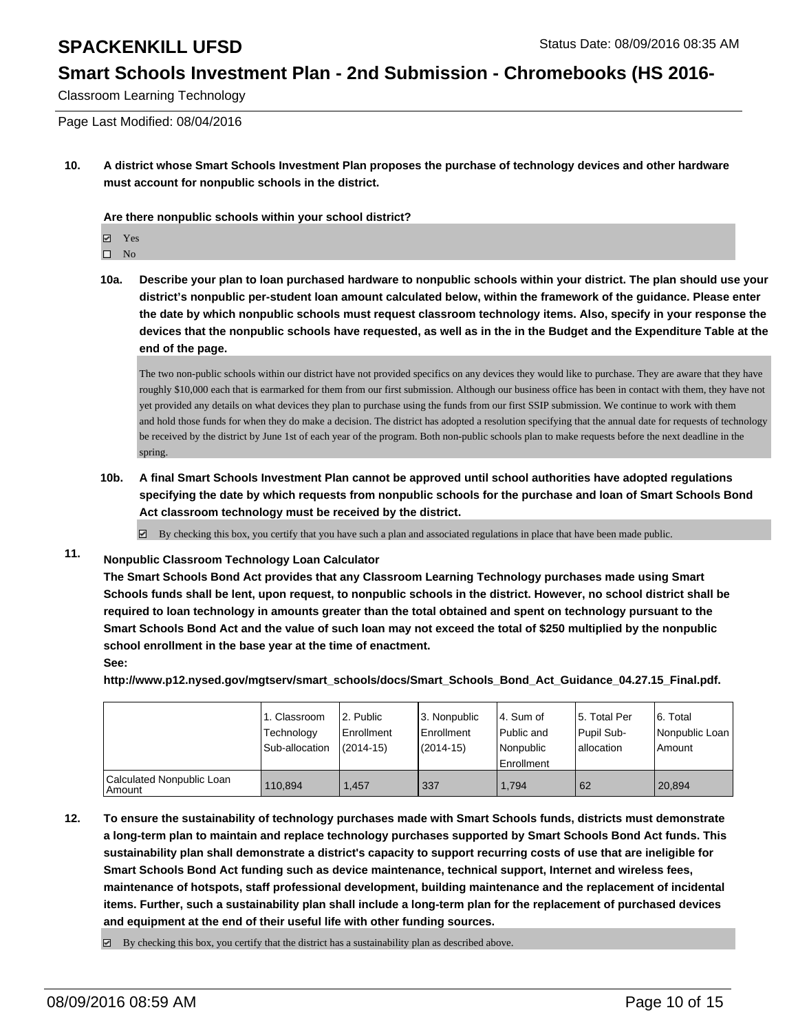**10. A district whose Smart Schools Investment Plan proposes the purchase of technology devices and other hardware must account for nonpublic schools in the district.**

**Are there nonpublic schools within your school district?**

- ☑ Yes
- ☐ No

**10a. Describe your plan to loan purchased hardware to nonpublic schools within your district. The plan should use your district's nonpublic per-student loan amount calculated below, within the framework of the guidance. Please enter the date by which nonpublic schools must request classroom technology items. Also, specify in your response the devices that the nonpublic schools have requested, as well as in the in the Budget and the Expenditure Table at the end of the page.**

The two non-public schools within our district have not provided specifics on any devices they would like to purchase. They are aware that they have roughly $10,000 each that is earmarked for them from our first submission. Although our business office has been in contact with them, they have not yet provided any details on what devices they plan to purchase using the funds from our first SSIP submission. We continue to work with them and hold those funds for when they do make a decision. The district has adopted a resolution specifying that the annual date for requests of technology be received by the district by June 1st of each year of the program. Both non-public schools plan to make requests before the next deadline in the spring.

**10b. A final Smart Schools Investment Plan cannot be approved until school authorities have adopted regulations specifying the date by which requests from nonpublic schools for the purchase and loan of Smart Schools Bond Act classroom technology must be received by the district.**

☑ By checking this box, you certify that you have such a plan and associated regulations in place that have been made public.

**11. Nonpublic Classroom Technology Loan Calculator**

**The Smart Schools Bond Act provides that any Classroom Learning Technology purchases made using Smart Schools funds shall be lent, upon request, to nonpublic schools in the district. However, no school district shall be required to loan technology in amounts greater than the total obtained and spent on technology pursuant to the Smart Schools Bond Act and the value of such loan may not exceed the total of $250 multiplied by the nonpublic school enrollment in the base year at the time of enactment.**

**See:**

**http://www.p12.nysed.gov/mgtserv/smart_schools/docs/Smart_Schools_Bond_Act_Guidance_04.27.15_Final.pdf.**

| | 1. Classroom Technology Sub-allocation | 2. Public Enrollment (2014-15) | 3. Nonpublic Enrollment (2014-15) | 4. Sum of Public and Nonpublic Enrollment | 5. Total Per Pupil Sub-allocation | 6. Total Nonpublic Loan Amount |
|---|---|---|---|---|---|---|
| Calculated Nonpublic Loan Amount | 110,894 | 1,457 | 337 | 1,794 | 62 | 20,894 |

**12. To ensure the sustainability of technology purchases made with Smart Schools funds, districts must demonstrate a long-term plan to maintain and replace technology purchases supported by Smart Schools Bond Act funds. This sustainability plan shall demonstrate a district's capacity to support recurring costs of use that are ineligible for Smart Schools Bond Act funding such as device maintenance, technical support, Internet and wireless fees, maintenance of hotspots, staff professional development, building maintenance and the replacement of incidental items. Further, such a sustainability plan shall include a long-term plan for the replacement of purchased devices and equipment at the end of their useful life with other funding sources.**

☑ By checking this box, you certify that the district has a sustainability plan as described above.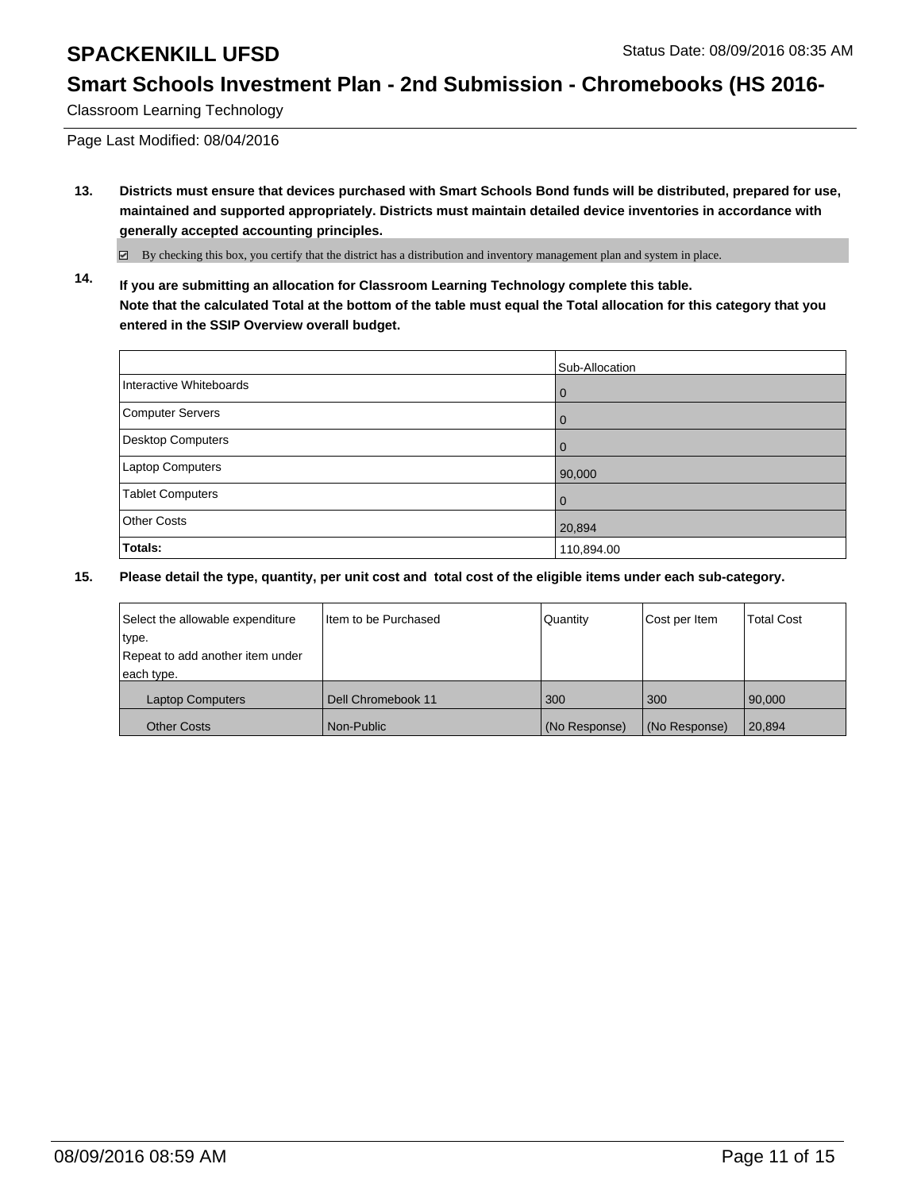# SPACKENKILL UFSD

Status Date: 08/09/2016 08:35 AM

## Smart Schools Investment Plan - 2nd Submission - Chromebooks (HS 2016-

Classroom Learning Technology

Page Last Modified: 08/04/2016

**13. Districts must ensure that devices purchased with Smart Schools Bond funds will be distributed, prepared for use, maintained and supported appropriately. Districts must maintain detailed device inventories in accordance with generally accepted accounting principles.**

☑ By checking this box, you certify that the district has a distribution and inventory management plan and system in place.

**14. If you are submitting an allocation for Classroom Learning Technology complete this table. Note that the calculated Total at the bottom of the table must equal the Total allocation for this category that you entered in the SSIP Overview overall budget.**

| | Sub-Allocation |
|---|---|
| Interactive Whiteboards | 0 |
| Computer Servers | 0 |
| Desktop Computers | 0 |
| Laptop Computers | 90,000 |
| Tablet Computers | 0 |
| Other Costs | 20,894 |
| **Totals:** | 110,894.00 |

**15. Please detail the type, quantity, per unit cost and total cost of the eligible items under each sub-category.**

| Select the allowable expenditure type. Repeat to add another item under each type. | Item to be Purchased | Quantity | Cost per Item | Total Cost |
|---|---|---|---|---|
| Laptop Computers | Dell Chromebook 11 | 300 | 300 | 90,000 |
| Other Costs | Non-Public | (No Response) | (No Response) | 20,894 |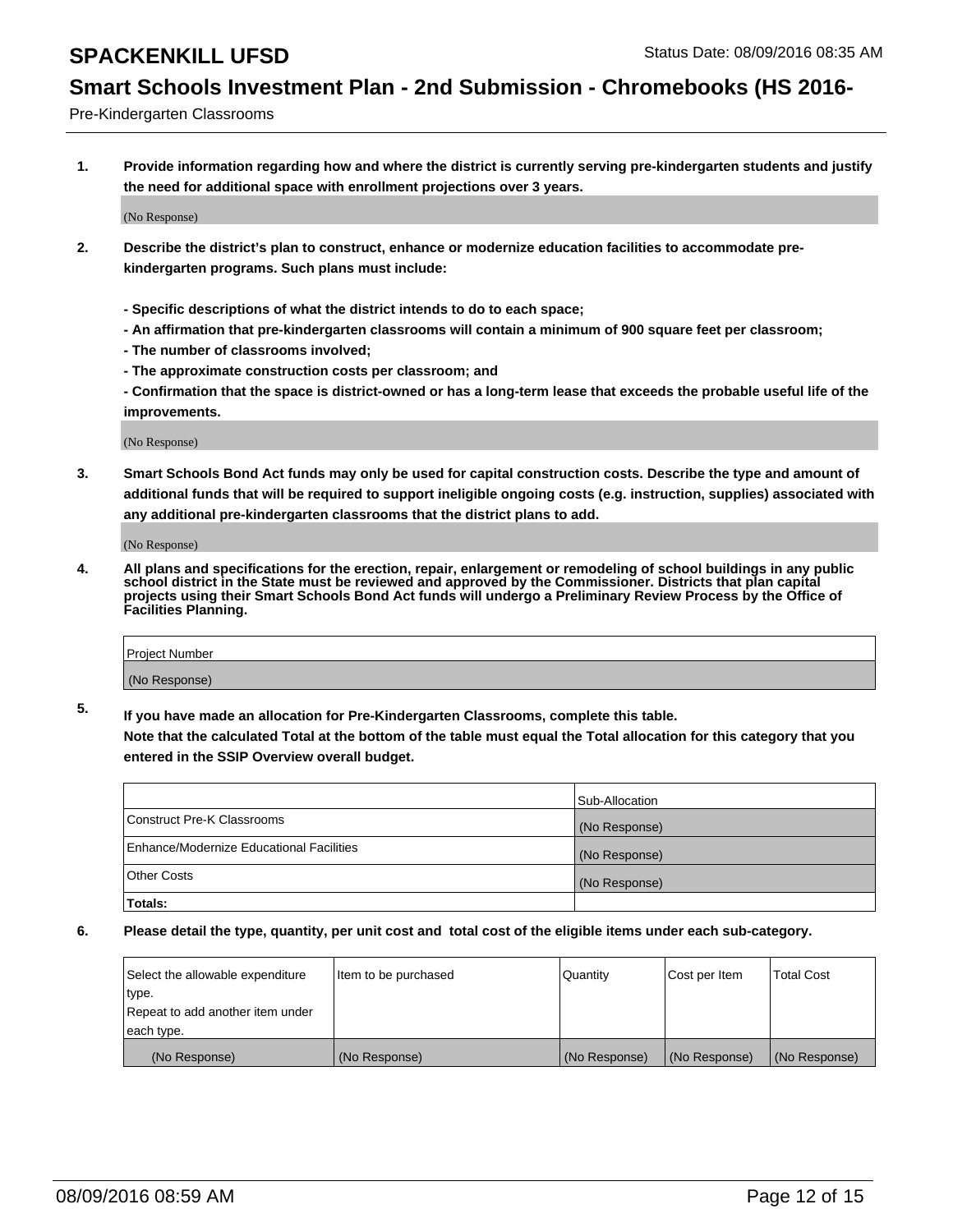Pre-Kindergarten Classrooms

**1. Provide information regarding how and where the district is currently serving pre-kindergarten students and justify the need for additional space with enrollment projections over 3 years.**

(No Response)

**2. Describe the district's plan to construct, enhance or modernize education facilities to accommodate pre-kindergarten programs. Such plans must include:**

**- Specific descriptions of what the district intends to do to each space;**
**- An affirmation that pre-kindergarten classrooms will contain a minimum of 900 square feet per classroom;**
**- The number of classrooms involved;**
**- The approximate construction costs per classroom; and**
**- Confirmation that the space is district-owned or has a long-term lease that exceeds the probable useful life of the improvements.**

(No Response)

**3. Smart Schools Bond Act funds may only be used for capital construction costs. Describe the type and amount of additional funds that will be required to support ineligible ongoing costs (e.g. instruction, supplies) associated with any additional pre-kindergarten classrooms that the district plans to add.**

(No Response)

**4. All plans and specifications for the erection, repair, enlargement or remodeling of school buildings in any public school district in the State must be reviewed and approved by the Commissioner. Districts that plan capital projects using their Smart Schools Bond Act funds will undergo a Preliminary Review Process by the Office of Facilities Planning.**

| Project Number |
| --- |
| (No Response) |

**5. If you have made an allocation for Pre-Kindergarten Classrooms, complete this table. Note that the calculated Total at the bottom of the table must equal the Total allocation for this category that you entered in the SSIP Overview overall budget.**

| | Sub-Allocation |
| --- | --- |
| Construct Pre-K Classrooms | (No Response) |
| Enhance/Modernize Educational Facilities | (No Response) |
| Other Costs | (No Response) |
| **Totals:** | |

**6. Please detail the type, quantity, per unit cost and total cost of the eligible items under each sub-category.**

| Select the allowable expenditure type. Repeat to add another item under each type. | Item to be purchased | Quantity | Cost per Item | Total Cost |
| --- | --- | --- | --- | --- |
| (No Response) | (No Response) | (No Response) | (No Response) | (No Response) |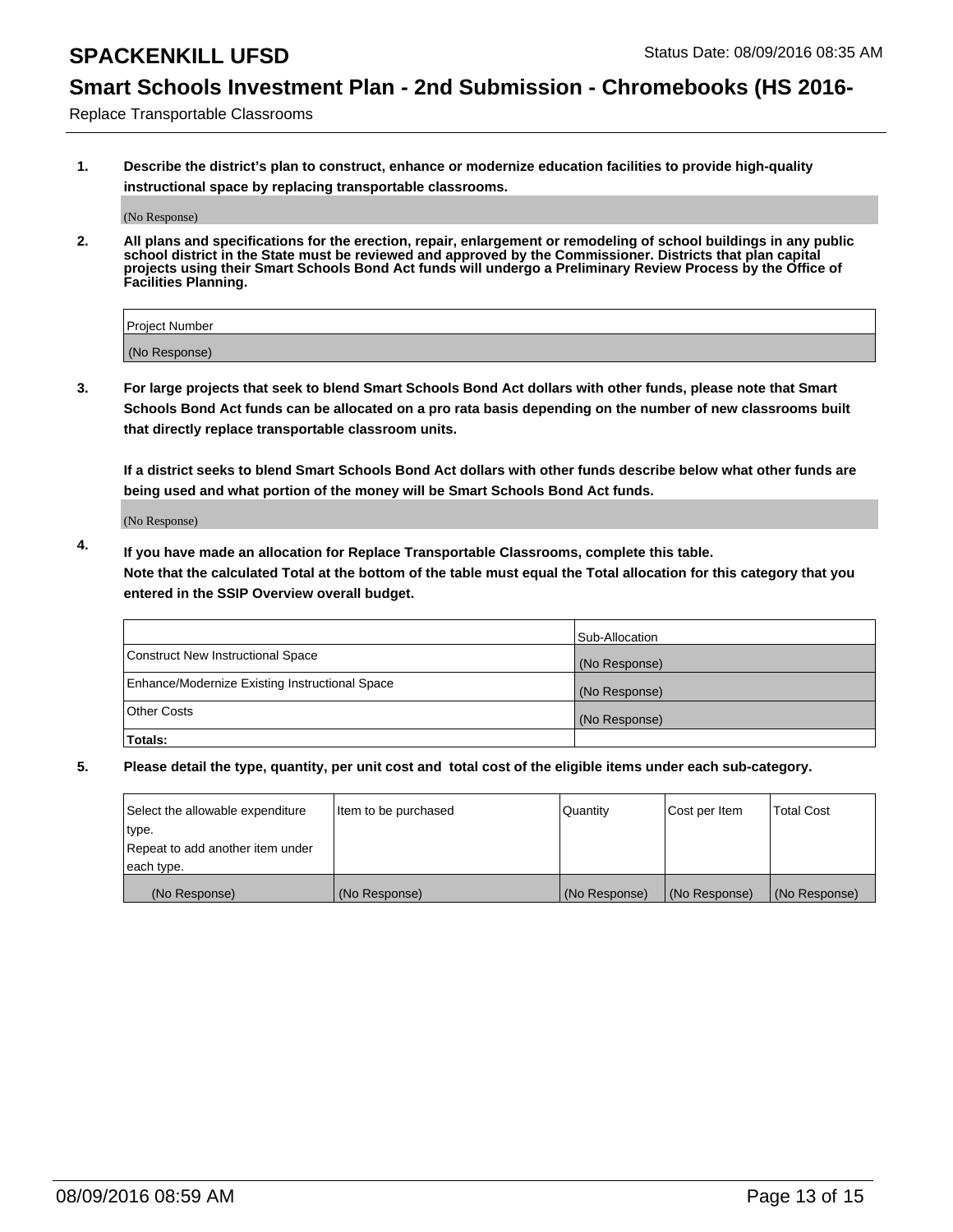## Replace Transportable Classrooms

1. **Describe the district's plan to construct, enhance or modernize education facilities to provide high-quality instructional space by replacing transportable classrooms.**

(No Response)

2. **All plans and specifications for the erection, repair, enlargement or remodeling of school buildings in any public school district in the State must be reviewed and approved by the Commissioner. Districts that plan capital projects using their Smart Schools Bond Act funds will undergo a Preliminary Review Process by the Office of Facilities Planning.**

| Project Number |
| --- |
| (No Response) |

3. **For large projects that seek to blend Smart Schools Bond Act dollars with other funds, please note that Smart Schools Bond Act funds can be allocated on a pro rata basis depending on the number of new classrooms built that directly replace transportable classroom units.**

**If a district seeks to blend Smart Schools Bond Act dollars with other funds describe below what other funds are being used and what portion of the money will be Smart Schools Bond Act funds.**

(No Response)

4. **If you have made an allocation for Replace Transportable Classrooms, complete this table. Note that the calculated Total at the bottom of the table must equal the Total allocation for this category that you entered in the SSIP Overview overall budget.**

| | Sub-Allocation |
| --- | --- |
| Construct New Instructional Space | (No Response) |
| Enhance/Modernize Existing Instructional Space | (No Response) |
| Other Costs | (No Response) |
| **Totals:** | |

5. **Please detail the type, quantity, per unit cost and total cost of the eligible items under each sub-category.**

| Select the allowable expenditure type. Repeat to add another item under each type. | Item to be purchased | Quantity | Cost per Item | Total Cost |
| --- | --- | --- | --- | --- |
| (No Response) | (No Response) | (No Response) | (No Response) | (No Response) |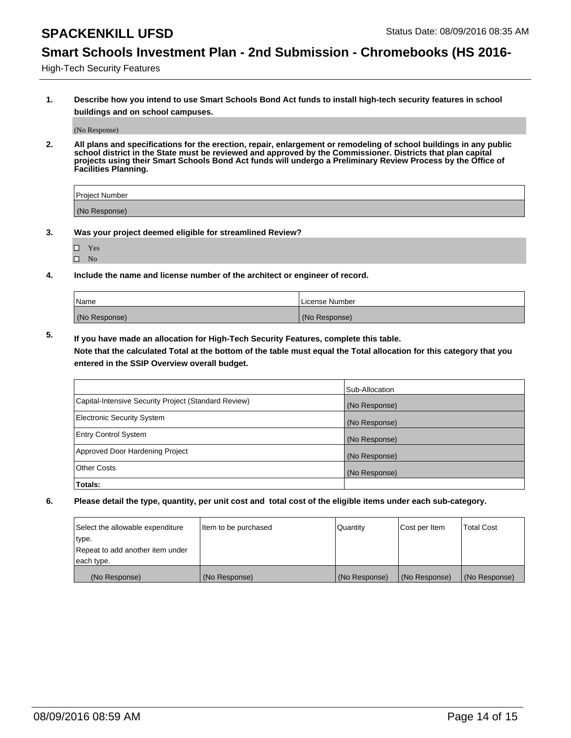## High-Tech Security Features

**1. Describe how you intend to use Smart Schools Bond Act funds to install high-tech security features in school buildings and on school campuses.**

(No Response)

**2. All plans and specifications for the erection, repair, enlargement or remodeling of school buildings in any public school district in the State must be reviewed and approved by the Commissioner. Districts that plan capital projects using their Smart Schools Bond Act funds will undergo a Preliminary Review Process by the Office of Facilities Planning.**

| Project Number |
| --- |
| (No Response) |

**3. Was your project deemed eligible for streamlined Review?**

- ☐ Yes
- ☐ No

**4. Include the name and license number of the architect or engineer of record.**

| Name | License Number |
| --- | --- |
| (No Response) | (No Response) |

**5. If you have made an allocation for High-Tech Security Features, complete this table.**
**Note that the calculated Total at the bottom of the table must equal the Total allocation for this category that you entered in the SSIP Overview overall budget.**

| | Sub-Allocation |
| --- | --- |
| Capital-Intensive Security Project (Standard Review) | (No Response) |
| Electronic Security System | (No Response) |
| Entry Control System | (No Response) |
| Approved Door Hardening Project | (No Response) |
| Other Costs | (No Response) |
| **Totals:** | |

**6. Please detail the type, quantity, per unit cost and total cost of the eligible items under each sub-category.**

| Select the allowable expenditure type. Repeat to add another item under each type. | Item to be purchased | Quantity | Cost per Item | Total Cost |
| --- | --- | --- | --- | --- |
| (No Response) | (No Response) | (No Response) | (No Response) | (No Response) |